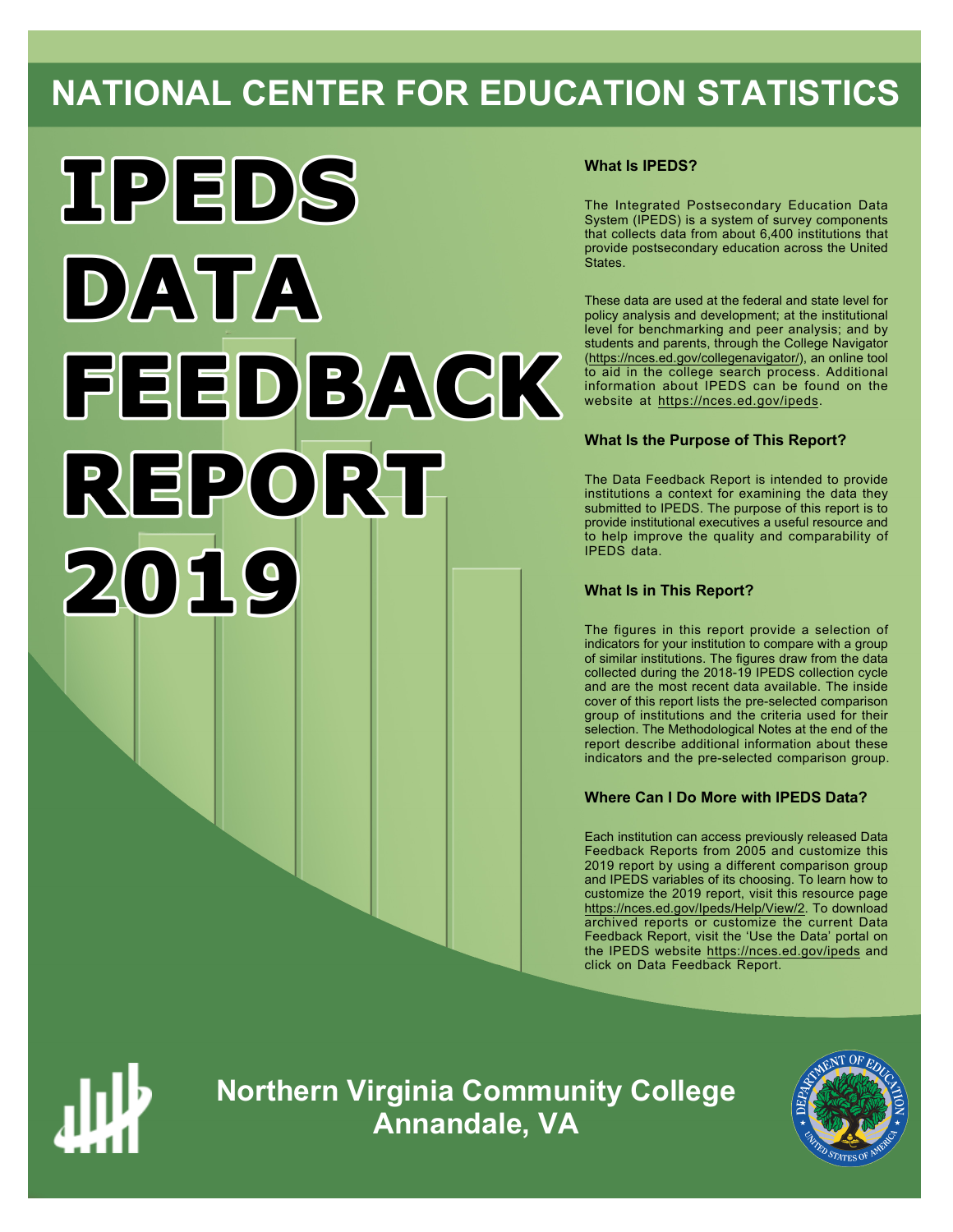# NATIONAL CENTER FOR EDUCATION STATISTICS

# IPEDS DATA FEEDBACK REPORT 2019

### What Is IPEDS?

The Integrated Postsecondary Education Data System (IPEDS) is a system of survey components that collects data from about 6,400 institutions that provide postsecondary education across the United States.

These data are used at the federal and state level for policy analysis and development; at the institutional level for benchmarking and peer analysis; and by students and parents, through the College Navigator (https://nces.ed.gov/collegenavigator/), an online tool to aid in the college search process. Additional information about IPEDS can be found on the website at https://nces.ed.gov/ipeds.

### What Is the Purpose of This Report?

The Data Feedback Report is intended to provide institutions a context for examining the data they submitted to IPEDS. The purpose of this report is to provide institutional executives a useful resource and to help improve the quality and comparability of IPEDS data.

### What Is in This Report?

The figures in this report provide a selection of indicators for your institution to compare with a group of similar institutions. The figures draw from the data collected during the 2018-19 IPEDS collection cycle and are the most recent data available. The inside cover of this report lists the pre-selected comparison group of institutions and the criteria used for their selection. The Methodological Notes at the end of the report describe additional information about these indicators and the pre-selected comparison group.

### Where Can I Do More with IPEDS Data?

Each institution can access previously released Data Feedback Reports from 2005 and customize this 2019 report by using a different comparison group and IPEDS variables of its choosing. To learn how to customize the 2019 report, visit this resource page https://nces.ed.gov/Ipeds/Help/View/2. To download archived reports or customize the current Data Feedback Report, visit the 'Use the Data' portal on the IPEDS website https://nces.ed.gov/ipeds and click on Data Feedback Report.

**Northern Virginia Community College**
**Annandale, VA**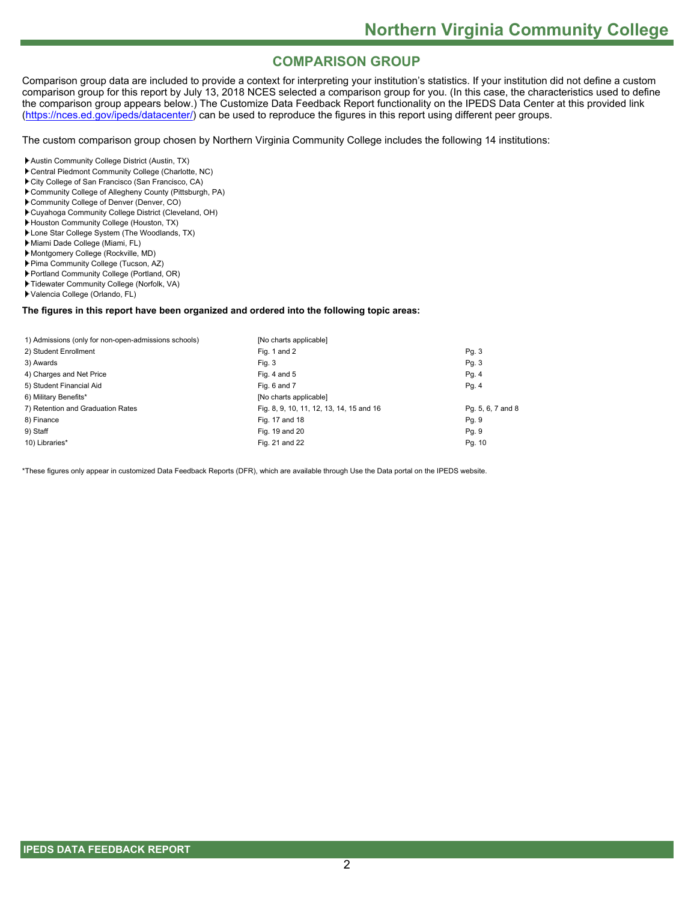## COMPARISON GROUP

Comparison group data are included to provide a context for interpreting your institution's statistics. If your institution did not define a custom comparison group for this report by July 13, 2018 NCES selected a comparison group for you. (In this case, the characteristics used to define the comparison group appears below.) The Customize Data Feedback Report functionality on the IPEDS Data Center at this provided link (https://nces.ed.gov/ipeds/datacenter/) can be used to reproduce the figures in this report using different peer groups.

The custom comparison group chosen by Northern Virginia Community College includes the following 14 institutions:

- Austin Community College District (Austin, TX)
- Central Piedmont Community College (Charlotte, NC)
- City College of San Francisco (San Francisco, CA)
- Community College of Allegheny County (Pittsburgh, PA)
- Community College of Denver (Denver, CO)
- Cuyahoga Community College District (Cleveland, OH)
- Houston Community College (Houston, TX)
- Lone Star College System (The Woodlands, TX)
- Miami Dade College (Miami, FL)
- Montgomery College (Rockville, MD)
- Pima Community College (Tucson, AZ)
- Portland Community College (Portland, OR)
- Tidewater Community College (Norfolk, VA)
- Valencia College (Orlando, FL)

**The figures in this report have been organized and ordered into the following topic areas:**

| | | |
|---|---|---|
| 1) Admissions (only for non-open-admissions schools) | [No charts applicable] | |
| 2) Student Enrollment | Fig. 1 and 2 | Pg. 3 |
| 3) Awards | Fig. 3 | Pg. 3 |
| 4) Charges and Net Price | Fig. 4 and 5 | Pg. 4 |
| 5) Student Financial Aid | Fig. 6 and 7 | Pg. 4 |
| 6) Military Benefits* | [No charts applicable] | |
| 7) Retention and Graduation Rates | Fig. 8, 9, 10, 11, 12, 13, 14, 15 and 16 | Pg. 5, 6, 7 and 8 |
| 8) Finance | Fig. 17 and 18 | Pg. 9 |
| 9) Staff | Fig. 19 and 20 | Pg. 9 |
| 10) Libraries* | Fig. 21 and 22 | Pg. 10 |

*These figures only appear in customized Data Feedback Reports (DFR), which are available through Use the Data portal on the IPEDS website.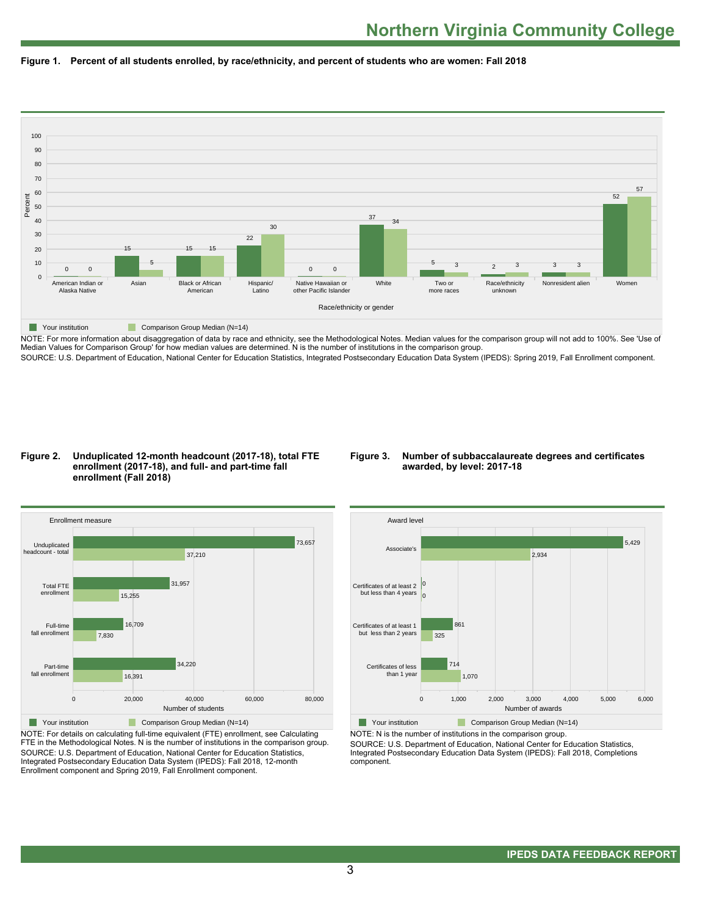# Northern Virginia Community College

**Figure 1. Percent of all students enrolled, by race/ethnicity, and percent of students who are women: Fall 2018**

| Race/ethnicity or gender | Your institution | Comparison Group Median (N=14) |
|---|---|---|
| American Indian or Alaska Native | 0 | 0 |
| Asian | 15 | 5 |
| Black or African American | 15 | 15 |
| Hispanic/Latino | 22 | 30 |
| Native Hawaiian or other Pacific Islander | 0 | 0 |
| White | 37 | 34 |
| Two or more races | 5 | 3 |
| Race/ethnicity unknown | 2 | 3 |
| Nonresident alien | 3 | 3 |
| Women | 52 | 57 |

NOTE: For more information about disaggregation of data by race and ethnicity, see the Methodological Notes. Median values for the comparison group will not add to 100%. See 'Use of Median Values for Comparison Group' for how median values are determined. N is the number of institutions in the comparison group.
SOURCE: U.S. Department of Education, National Center for Education Statistics, Integrated Postsecondary Education Data System (IPEDS): Spring 2019, Fall Enrollment component.

**Figure 2. Unduplicated 12-month headcount (2017-18), total FTE enrollment (2017-18), and full- and part-time fall enrollment (Fall 2018)**

| Enrollment measure | Your institution | Comparison Group Median (N=14) |
|---|---|---|
| Unduplicated headcount - total | 73,657 | 37,210 |
| Total FTE enrollment | 31,957 | 15,255 |
| Full-time fall enrollment | 16,709 | 7,830 |
| Part-time fall enrollment | 34,220 | 16,391 |

NOTE: For details on calculating full-time equivalent (FTE) enrollment, see Calculating FTE in the Methodological Notes. N is the number of institutions in the comparison group.
SOURCE: U.S. Department of Education, National Center for Education Statistics, Integrated Postsecondary Education Data System (IPEDS): Fall 2018, 12-month Enrollment component and Spring 2019, Fall Enrollment component.

**Figure 3. Number of subbaccalaureate degrees and certificates awarded, by level: 2017-18**

| Award level | Your institution | Comparison Group Median (N=14) |
|---|---|---|
| Associate's | 5,429 | 2,934 |
| Certificates of at least 2 but less than 4 years | 0 | 0 |
| Certificates of at least 1 but less than 2 years | 861 | 325 |
| Certificates of less than 1 year | 714 | 1,070 |

NOTE: N is the number of institutions in the comparison group.
SOURCE: U.S. Department of Education, National Center for Education Statistics, Integrated Postsecondary Education Data System (IPEDS): Fall 2018, Completions component.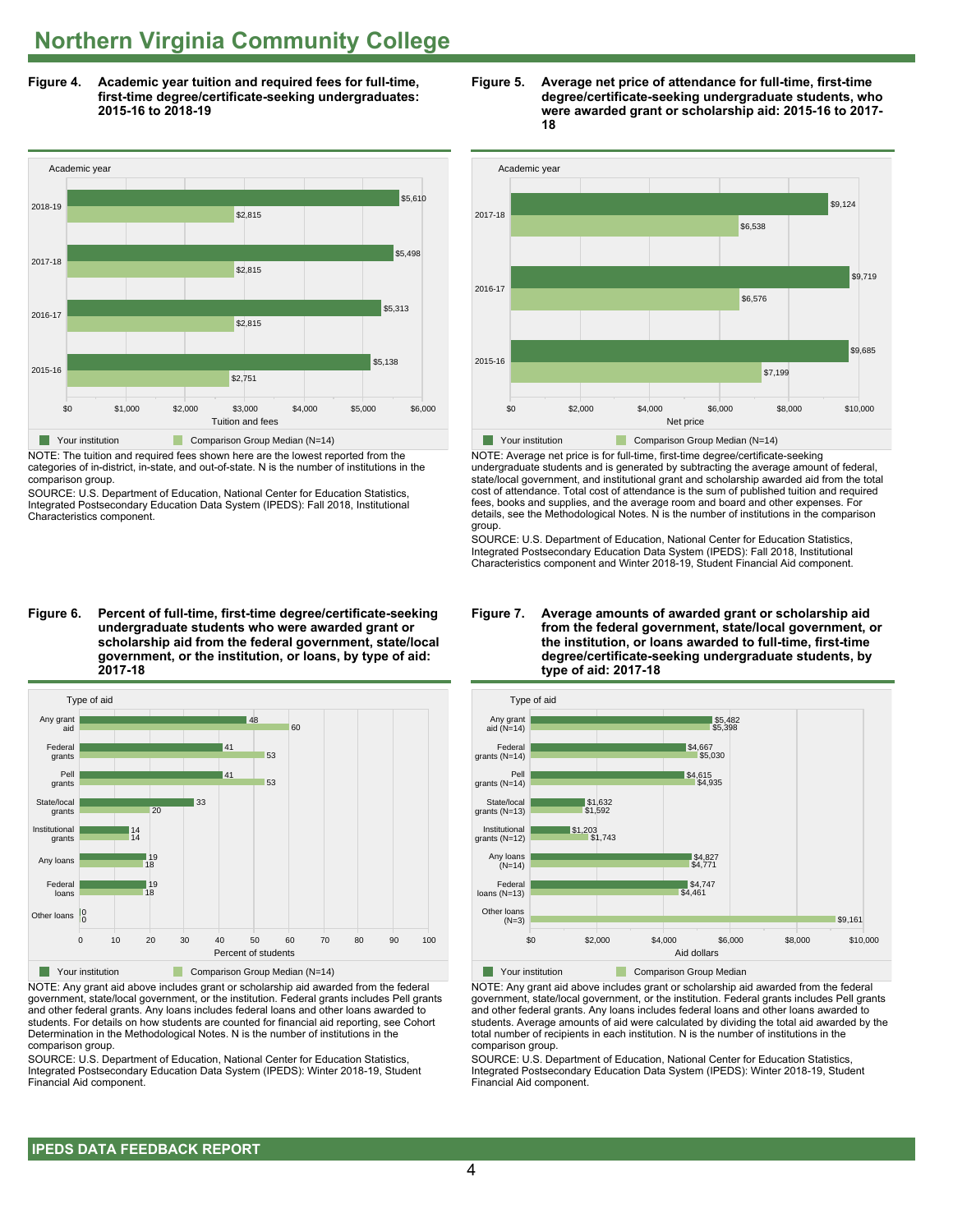# Northern Virginia Community College

**Figure 4. Academic year tuition and required fees for full-time, first-time degree/certificate-seeking undergraduates: 2015-16 to 2018-19**

| Academic year | Your institution | Comparison Group Median (N=14) |
| --- | --- | --- |
| 2018-19 | $5,610 | $2,815 |
| 2017-18 | $5,498 | $2,815 |
| 2016-17 | $5,313 | $2,815 |
| 2015-16 | $5,138 | $2,751 |

NOTE: The tuition and required fees shown here are the lowest reported from the categories of in-district, in-state, and out-of-state. N is the number of institutions in the comparison group.

SOURCE: U.S. Department of Education, National Center for Education Statistics, Integrated Postsecondary Education Data System (IPEDS): Fall 2018, Institutional Characteristics component.

**Figure 5. Average net price of attendance for full-time, first-time degree/certificate-seeking undergraduate students, who were awarded grant or scholarship aid: 2015-16 to 2017-18**

| Academic year | Your institution | Comparison Group Median (N=14) |
| --- | --- | --- |
| 2017-18 | $9,124 | $6,538 |
| 2016-17 | $9,719 | $6,576 |
| 2015-16 | $9,685 | $7,199 |

NOTE: Average net price is for full-time, first-time degree/certificate-seeking undergraduate students and is generated by subtracting the average amount of federal, state/local government, and institutional grant and scholarship awarded aid from the total cost of attendance. Total cost of attendance is the sum of published tuition and required fees, books and supplies, and the average room and board and other expenses. For details, see the Methodological Notes. N is the number of institutions in the comparison group.

SOURCE: U.S. Department of Education, National Center for Education Statistics, Integrated Postsecondary Education Data System (IPEDS): Fall 2018, Institutional Characteristics component and Winter 2018-19, Student Financial Aid component.

**Figure 6. Percent of full-time, first-time degree/certificate-seeking undergraduate students who were awarded grant or scholarship aid from the federal government, state/local government, or the institution, or loans, by type of aid: 2017-18**

| Type of aid | Your institution | Comparison Group Median (N=14) |
| --- | --- | --- |
| Any grant aid | 48 | 60 |
| Federal grants | 41 | 53 |
| Pell grants | 41 | 53 |
| State/local grants | 33 | 20 |
| Institutional grants | 14 | 14 |
| Any loans | 19 | 18 |
| Federal loans | 19 | 18 |
| Other loans | 0 | 0 |

NOTE: Any grant aid above includes grant or scholarship aid awarded from the federal government, state/local government, or the institution. Federal grants includes Pell grants and other federal grants. Any loans includes federal loans and other loans awarded to students. For details on how students are counted for financial aid reporting, see Cohort Determination in the Methodological Notes. N is the number of institutions in the comparison group.

SOURCE: U.S. Department of Education, National Center for Education Statistics, Integrated Postsecondary Education Data System (IPEDS): Winter 2018-19, Student Financial Aid component.

**Figure 7. Average amounts of awarded grant or scholarship aid from the federal government, state/local government, or the institution, or loans awarded to full-time, first-time degree/certificate-seeking undergraduate students, by type of aid: 2017-18**

| Type of aid | Your institution | Comparison Group Median |
| --- | --- | --- |
| Any grant aid (N=14) | $5,482 | $5,398 |
| Federal grants (N=14) | $4,667 | $5,030 |
| Pell grants (N=14) | $4,615 | $4,935 |
| State/local grants (N=13) | $1,632 | $1,592 |
| Institutional grants (N=12) | $1,203 | $1,743 |
| Any loans (N=14) | $4,827 | $4,771 |
| Federal loans (N=13) | $4,747 | $4,461 |
| Other loans (N=3) | | $9,161 |

NOTE: Any grant aid above includes grant or scholarship aid awarded from the federal government, state/local government, or the institution. Federal grants includes Pell grants and other federal grants. Any loans includes federal loans and other loans awarded to students. Average amounts of aid were calculated by dividing the total aid awarded by the total number of recipients in each institution. N is the number of institutions in the comparison group.

SOURCE: U.S. Department of Education, National Center for Education Statistics, Integrated Postsecondary Education Data System (IPEDS): Winter 2018-19, Student Financial Aid component.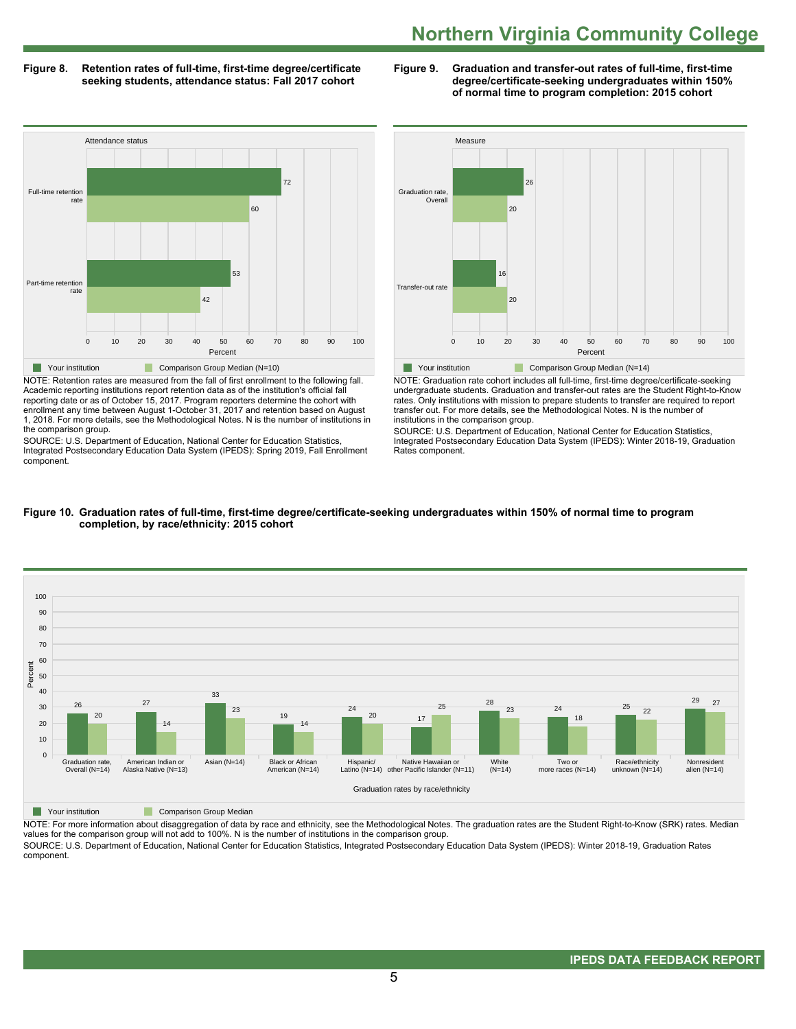## Northern Virginia Community College

**Figure 8. Retention rates of full-time, first-time degree/certificate seeking students, attendance status: Fall 2017 cohort**

| Attendance status | Your institution | Comparison Group Median (N=10) |
|---|---|---|
| Full-time retention rate | 72 | 60 |
| Part-time retention rate | 53 | 42 |

NOTE: Retention rates are measured from the fall of first enrollment to the following fall. Academic reporting institutions report retention data as of the institution's official fall reporting date or as of October 15, 2017. Program reporters determine the cohort with enrollment any time between August 1-October 31, 2017 and retention based on August 1, 2018. For more details, see the Methodological Notes. N is the number of institutions in the comparison group.

SOURCE: U.S. Department of Education, National Center for Education Statistics, Integrated Postsecondary Education Data System (IPEDS): Spring 2019, Fall Enrollment component.

**Figure 9. Graduation and transfer-out rates of full-time, first-time degree/certificate-seeking undergraduates within 150% of normal time to program completion: 2015 cohort**

| Measure | Your institution | Comparison Group Median (N=14) |
|---|---|---|
| Graduation rate, Overall | 26 | 20 |
| Transfer-out rate | 16 | 20 |

NOTE: Graduation rate cohort includes all full-time, first-time degree/certificate-seeking undergraduate students. Graduation and transfer-out rates are the Student Right-to-Know rates. Only institutions with mission to prepare students to transfer are required to report transfer out. For more details, see the Methodological Notes. N is the number of institutions in the comparison group.

SOURCE: U.S. Department of Education, National Center for Education Statistics, Integrated Postsecondary Education Data System (IPEDS): Winter 2018-19, Graduation Rates component.

**Figure 10. Graduation rates of full-time, first-time degree/certificate-seeking undergraduates within 150% of normal time to program completion, by race/ethnicity: 2015 cohort**

| Graduation rates by race/ethnicity | Your institution | Comparison Group Median |
|---|---|---|
| Graduation rate, Overall (N=14) | 26 | 20 |
| American Indian or Alaska Native (N=13) | 27 | 14 |
| Asian (N=14) | 33 | 23 |
| Black or African American (N=14) | 19 | 14 |
| Hispanic/ Latino (N=14) | 24 | 20 |
| Native Hawaiian or other Pacific Islander (N=11) | 17 | 25 |
| White (N=14) | 28 | 23 |
| Two or more races (N=14) | 24 | 18 |
| Race/ethnicity unknown (N=14) | 25 | 22 |
| Nonresident alien (N=14) | 29 | 27 |

NOTE: For more information about disaggregation of data by race and ethnicity, see the Methodological Notes. The graduation rates are the Student Right-to-Know (SRK) rates. Median values for the comparison group will not add to 100%. N is the number of institutions in the comparison group.

SOURCE: U.S. Department of Education, National Center for Education Statistics, Integrated Postsecondary Education Data System (IPEDS): Winter 2018-19, Graduation Rates component.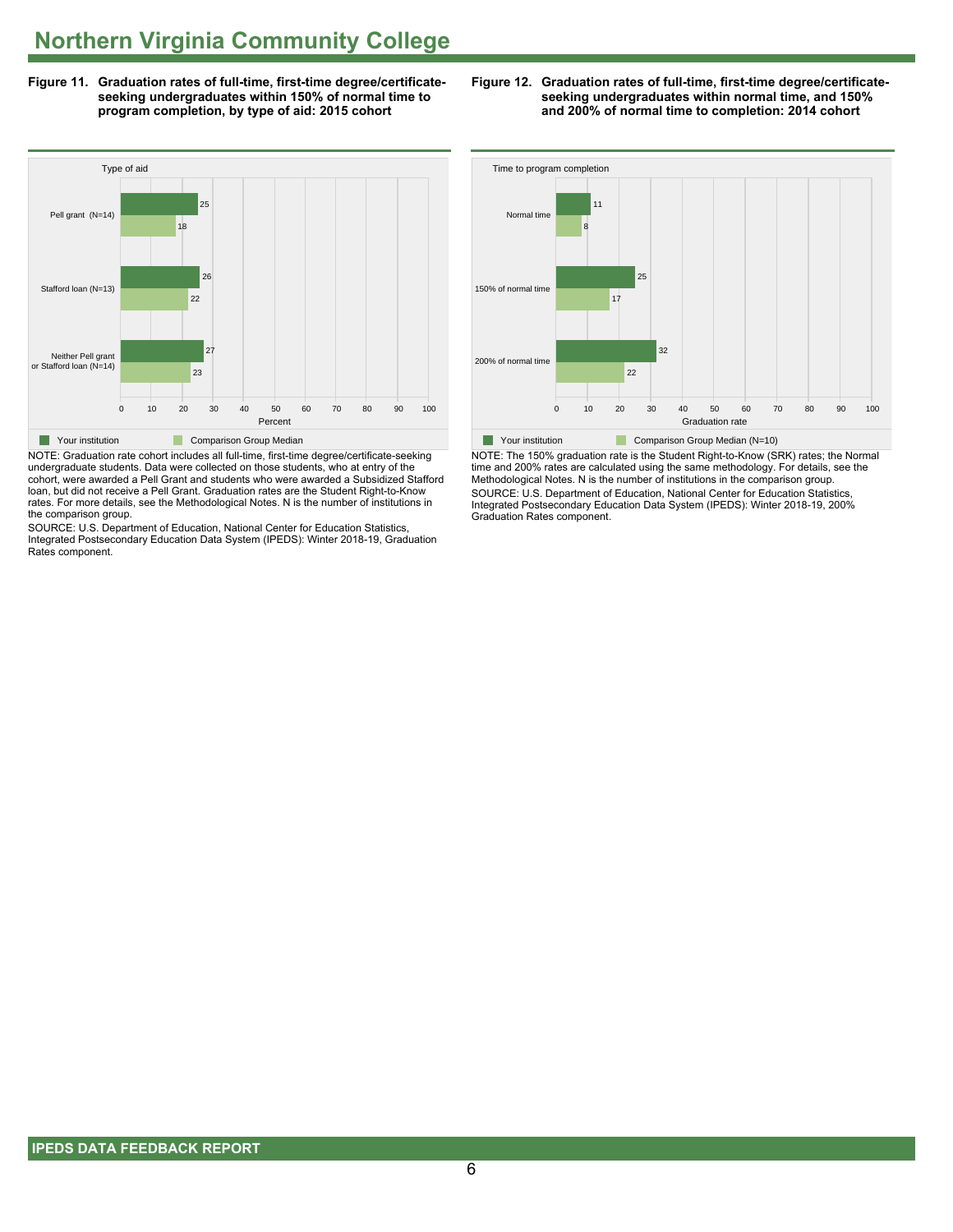# Northern Virginia Community College

**Figure 11. Graduation rates of full-time, first-time degree/certificate-seeking undergraduates within 150% of normal time to program completion, by type of aid: 2015 cohort**

| Type of aid | Your institution | Comparison Group Median |
| --- | --- | --- |
| Pell grant (N=14) | 25 | 18 |
| Stafford loan (N=13) | 26 | 22 |
| Neither Pell grant or Stafford loan (N=14) | 27 | 23 |

NOTE: Graduation rate cohort includes all full-time, first-time degree/certificate-seeking undergraduate students. Data were collected on those students, who at entry of the cohort, were awarded a Pell Grant and students who were awarded a Subsidized Stafford loan, but did not receive a Pell Grant. Graduation rates are the Student Right-to-Know rates. For more details, see the Methodological Notes. N is the number of institutions in the comparison group.

SOURCE: U.S. Department of Education, National Center for Education Statistics, Integrated Postsecondary Education Data System (IPEDS): Winter 2018-19, Graduation Rates component.

**Figure 12. Graduation rates of full-time, first-time degree/certificate-seeking undergraduates within normal time, and 150% and 200% of normal time to completion: 2014 cohort**

| Time to program completion | Your institution | Comparison Group Median (N=10) |
| --- | --- | --- |
| Normal time | 11 | 8 |
| 150% of normal time | 25 | 17 |
| 200% of normal time | 32 | 22 |

NOTE: The 150% graduation rate is the Student Right-to-Know (SRK) rates; the Normal time and 200% rates are calculated using the same methodology. For details, see the Methodological Notes. N is the number of institutions in the comparison group.

SOURCE: U.S. Department of Education, National Center for Education Statistics, Integrated Postsecondary Education Data System (IPEDS): Winter 2018-19, 200% Graduation Rates component.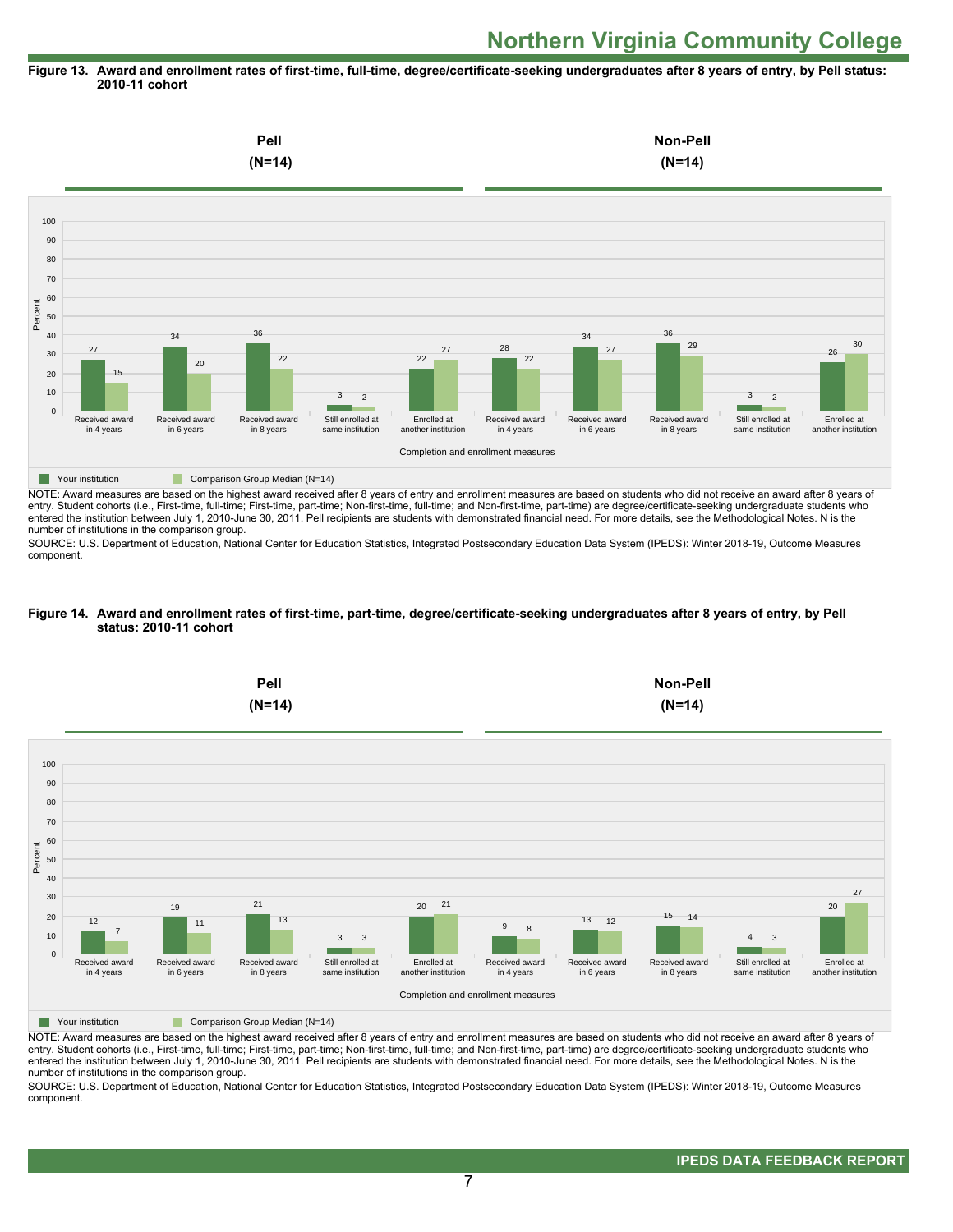# Northern Virginia Community College

**Figure 13. Award and enrollment rates of first-time, full-time, degree/certificate-seeking undergraduates after 8 years of entry, by Pell status: 2010-11 cohort**

| Completion and enrollment measures | Pell (N=14): Your institution | Pell (N=14): Comparison Group Median (N=14) | Non-Pell (N=14): Your institution | Non-Pell (N=14): Comparison Group Median (N=14) |
|---|---|---|---|---|
| Received award in 4 years | 27 | 15 | 28 | 22 |
| Received award in 6 years | 34 | 20 | 34 | 27 |
| Received award in 8 years | 36 | 22 | 36 | 29 |
| Still enrolled at same institution | 3 | 2 | 3 | 2 |
| Enrolled at another institution | 22 | 27 | 26 | 30 |

NOTE: Award measures are based on the highest award received after 8 years of entry and enrollment measures are based on students who did not receive an award after 8 years of entry. Student cohorts (i.e., First-time, full-time; First-time, part-time; Non-first-time, full-time; and Non-first-time, part-time) are degree/certificate-seeking undergraduate students who entered the institution between July 1, 2010-June 30, 2011. Pell recipients are students with demonstrated financial need. For more details, see the Methodological Notes. N is the number of institutions in the comparison group.

SOURCE: U.S. Department of Education, National Center for Education Statistics, Integrated Postsecondary Education Data System (IPEDS): Winter 2018-19, Outcome Measures component.

**Figure 14. Award and enrollment rates of first-time, part-time, degree/certificate-seeking undergraduates after 8 years of entry, by Pell status: 2010-11 cohort**

| Completion and enrollment measures | Pell (N=14): Your institution | Pell (N=14): Comparison Group Median (N=14) | Non-Pell (N=14): Your institution | Non-Pell (N=14): Comparison Group Median (N=14) |
|---|---|---|---|---|
| Received award in 4 years | 12 | 7 | 9 | 8 |
| Received award in 6 years | 19 | 11 | 13 | 12 |
| Received award in 8 years | 21 | 13 | 15 | 14 |
| Still enrolled at same institution | 3 | 3 | 4 | 3 |
| Enrolled at another institution | 20 | 21 | 20 | 27 |

NOTE: Award measures are based on the highest award received after 8 years of entry and enrollment measures are based on students who did not receive an award after 8 years of entry. Student cohorts (i.e., First-time, full-time; First-time, part-time; Non-first-time, full-time; and Non-first-time, part-time) are degree/certificate-seeking undergraduate students who entered the institution between July 1, 2010-June 30, 2011. Pell recipients are students with demonstrated financial need. For more details, see the Methodological Notes. N is the number of institutions in the comparison group.

SOURCE: U.S. Department of Education, National Center for Education Statistics, Integrated Postsecondary Education Data System (IPEDS): Winter 2018-19, Outcome Measures component.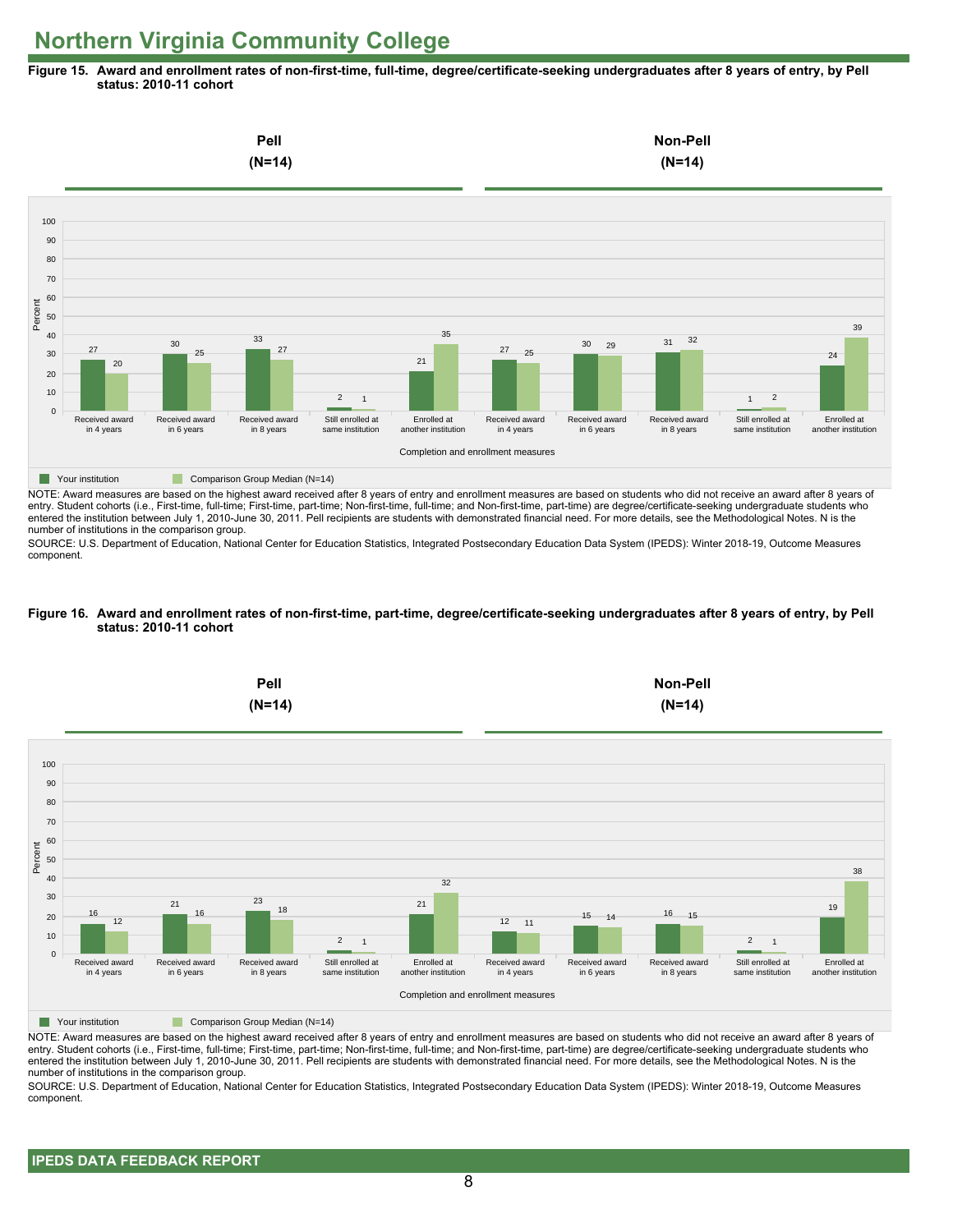# Northern Virginia Community College

**Figure 15. Award and enrollment rates of non-first-time, full-time, degree/certificate-seeking undergraduates after 8 years of entry, by Pell status: 2010-11 cohort**

| Completion and enrollment measures | Pell (N=14): Your institution | Pell (N=14): Comparison Group Median (N=14) | Non-Pell (N=14): Your institution | Non-Pell (N=14): Comparison Group Median (N=14) |
|---|---|---|---|---|
| Received award in 4 years | 27 | 20 | 27 | 25 |
| Received award in 6 years | 30 | 25 | 30 | 29 |
| Received award in 8 years | 33 | 27 | 31 | 32 |
| Still enrolled at same institution | 2 | 1 | 1 | 2 |
| Enrolled at another institution | 21 | 35 | 24 | 39 |

NOTE: Award measures are based on the highest award received after 8 years of entry and enrollment measures are based on students who did not receive an award after 8 years of entry. Student cohorts (i.e., First-time, full-time; First-time, part-time; Non-first-time, full-time; and Non-first-time, part-time) are degree/certificate-seeking undergraduate students who entered the institution between July 1, 2010-June 30, 2011. Pell recipients are students with demonstrated financial need. For more details, see the Methodological Notes. N is the number of institutions in the comparison group.

SOURCE: U.S. Department of Education, National Center for Education Statistics, Integrated Postsecondary Education Data System (IPEDS): Winter 2018-19, Outcome Measures component.

**Figure 16. Award and enrollment rates of non-first-time, part-time, degree/certificate-seeking undergraduates after 8 years of entry, by Pell status: 2010-11 cohort**

| Completion and enrollment measures | Pell (N=14): Your institution | Pell (N=14): Comparison Group Median (N=14) | Non-Pell (N=14): Your institution | Non-Pell (N=14): Comparison Group Median (N=14) |
|---|---|---|---|---|
| Received award in 4 years | 16 | 12 | 12 | 11 |
| Received award in 6 years | 21 | 16 | 15 | 14 |
| Received award in 8 years | 23 | 18 | 16 | 15 |
| Still enrolled at same institution | 2 | 1 | 2 | 1 |
| Enrolled at another institution | 21 | 32 | 19 | 38 |

NOTE: Award measures are based on the highest award received after 8 years of entry and enrollment measures are based on students who did not receive an award after 8 years of entry. Student cohorts (i.e., First-time, full-time; First-time, part-time; Non-first-time, full-time; and Non-first-time, part-time) are degree/certificate-seeking undergraduate students who entered the institution between July 1, 2010-June 30, 2011. Pell recipients are students with demonstrated financial need. For more details, see the Methodological Notes. N is the number of institutions in the comparison group.

SOURCE: U.S. Department of Education, National Center for Education Statistics, Integrated Postsecondary Education Data System (IPEDS): Winter 2018-19, Outcome Measures component.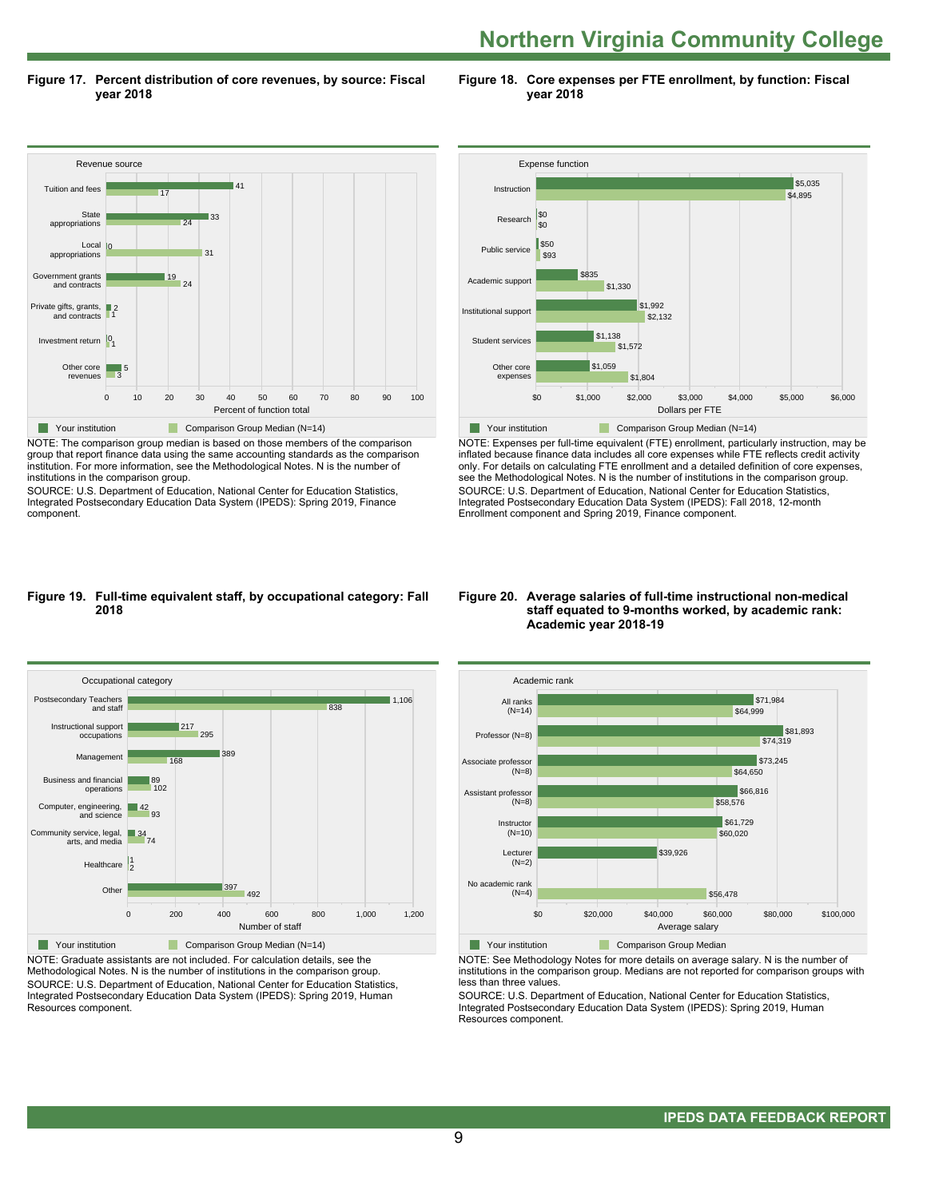# Northern Virginia Community College

**Figure 17. Percent distribution of core revenues, by source: Fiscal year 2018**

| Revenue source | Your institution | Comparison Group Median (N=14) |
|---|---|---|
| Tuition and fees | 41 | 17 |
| State appropriations | 33 | 24 |
| Local appropriations | 0 | 31 |
| Government grants and contracts | 19 | 24 |
| Private gifts, grants, and contracts | 2 | 1 |
| Investment return | 0 | 1 |
| Other core revenues | 5 | 3 |

Percent of function total

NOTE: The comparison group median is based on those members of the comparison group that report finance data using the same accounting standards as the comparison institution. For more information, see the Methodological Notes. N is the number of institutions in the comparison group.

SOURCE: U.S. Department of Education, National Center for Education Statistics, Integrated Postsecondary Education Data System (IPEDS): Spring 2019, Finance component.

**Figure 18. Core expenses per FTE enrollment, by function: Fiscal year 2018**

| Expense function | Your institution | Comparison Group Median (N=14) |
|---|---|---|
| Instruction | $5,035 | $4,895 |
| Research | $0 | $0 |
| Public service | $50 | $93 |
| Academic support | $835 | $1,330 |
| Institutional support | $1,992 | $2,132 |
| Student services | $1,138 | $1,572 |
| Other core expenses | $1,059 | $1,804 |

Dollars per FTE

NOTE: Expenses per full-time equivalent (FTE) enrollment, particularly instruction, may be inflated because finance data includes all core expenses while FTE reflects credit activity only. For details on calculating FTE enrollment and a detailed definition of core expenses, see the Methodological Notes. N is the number of institutions in the comparison group.

SOURCE: U.S. Department of Education, National Center for Education Statistics, Integrated Postsecondary Education Data System (IPEDS): Fall 2018, 12-month Enrollment component and Spring 2019, Finance component.

**Figure 19. Full-time equivalent staff, by occupational category: Fall 2018**

| Occupational category | Your institution | Comparison Group Median (N=14) |
|---|---|---|
| Postsecondary Teachers and staff | 1,106 | 838 |
| Instructional support occupations | 217 | 295 |
| Management | 389 | 168 |
| Business and financial operations | 89 | 102 |
| Computer, engineering, and science | 42 | 93 |
| Community service, legal, arts, and media | 34 | 74 |
| Healthcare | 1 | 2 |
| Other | 397 | 492 |

Number of staff

NOTE: Graduate assistants are not included. For calculation details, see the Methodological Notes. N is the number of institutions in the comparison group.

SOURCE: U.S. Department of Education, National Center for Education Statistics, Integrated Postsecondary Education Data System (IPEDS): Spring 2019, Human Resources component.

**Figure 20. Average salaries of full-time instructional non-medical staff equated to 9-months worked, by academic rank: Academic year 2018-19**

| Academic rank | Your institution | Comparison Group Median |
|---|---|---|
| All ranks (N=14) | $71,984 | $64,999 |
| Professor (N=8) | $81,893 | $74,319 |
| Associate professor (N=8) | $73,245 | $64,650 |
| Assistant professor (N=8) | $66,816 | $58,576 |
| Instructor (N=10) | $61,729 | $60,020 |
| Lecturer (N=2) | $39,926 | |
| No academic rank (N=4) | | $56,478 |

Average salary

NOTE: See Methodology Notes for more details on average salary. N is the number of institutions in the comparison group. Medians are not reported for comparison groups with less than three values.

SOURCE: U.S. Department of Education, National Center for Education Statistics, Integrated Postsecondary Education Data System (IPEDS): Spring 2019, Human Resources component.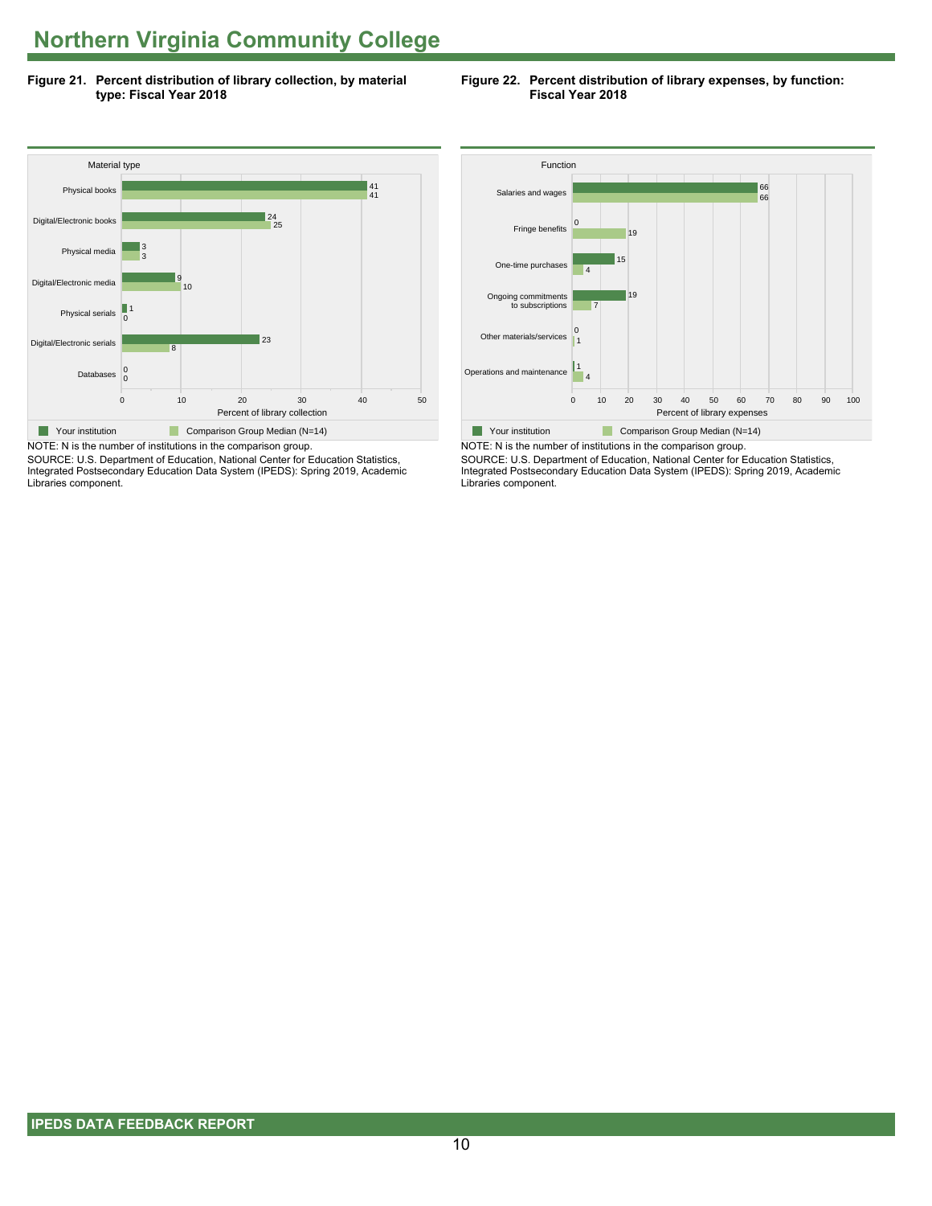# Northern Virginia Community College

**Figure 21. Percent distribution of library collection, by material type: Fiscal Year 2018**

| Material type | Your institution | Comparison Group Median (N=14) |
|---|---|---|
| Physical books | 41 | 41 |
| Digital/Electronic books | 24 | 25 |
| Physical media | 3 | 3 |
| Digital/Electronic media | 9 | 10 |
| Physical serials | 1 | 0 |
| Digital/Electronic serials | 23 | 8 |
| Databases | 0 | 0 |

Percent of library collection

NOTE: N is the number of institutions in the comparison group.

SOURCE: U.S. Department of Education, National Center for Education Statistics, Integrated Postsecondary Education Data System (IPEDS): Spring 2019, Academic Libraries component.

**Figure 22. Percent distribution of library expenses, by function: Fiscal Year 2018**

| Function | Your institution | Comparison Group Median (N=14) |
|---|---|---|
| Salaries and wages | 66 | 66 |
| Fringe benefits | 0 | 19 |
| One-time purchases | 15 | 4 |
| Ongoing commitments to subscriptions | 19 | 7 |
| Other materials/services | 0 | 1 |
| Operations and maintenance | 1 | 4 |

Percent of library expenses

NOTE: N is the number of institutions in the comparison group.

SOURCE: U.S. Department of Education, National Center for Education Statistics, Integrated Postsecondary Education Data System (IPEDS): Spring 2019, Academic Libraries component.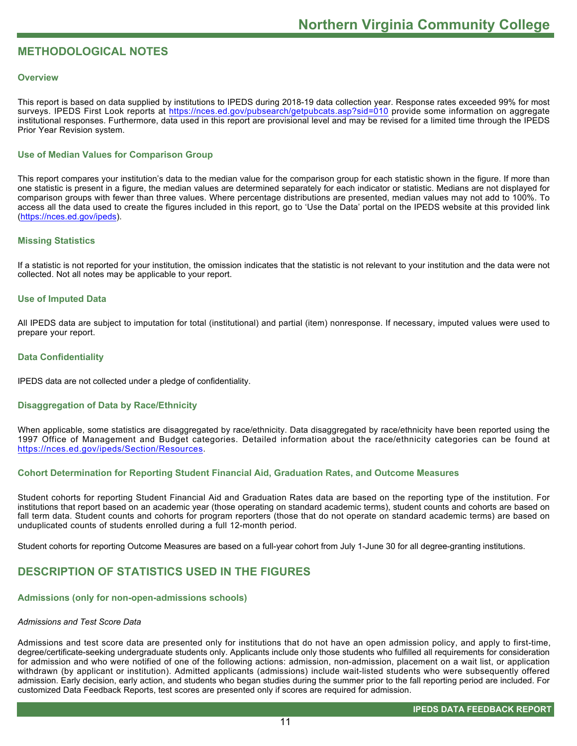## METHODOLOGICAL NOTES

### Overview

This report is based on data supplied by institutions to IPEDS during 2018-19 data collection year. Response rates exceeded 99% for most surveys. IPEDS First Look reports at https://nces.ed.gov/pubsearch/getpubcats.asp?sid=010 provide some information on aggregate institutional responses. Furthermore, data used in this report are provisional level and may be revised for a limited time through the IPEDS Prior Year Revision system.

### Use of Median Values for Comparison Group

This report compares your institution's data to the median value for the comparison group for each statistic shown in the figure. If more than one statistic is present in a figure, the median values are determined separately for each indicator or statistic. Medians are not displayed for comparison groups with fewer than three values. Where percentage distributions are presented, median values may not add to 100%. To access all the data used to create the figures included in this report, go to 'Use the Data' portal on the IPEDS website at this provided link (https://nces.ed.gov/ipeds).

### Missing Statistics

If a statistic is not reported for your institution, the omission indicates that the statistic is not relevant to your institution and the data were not collected. Not all notes may be applicable to your report.

### Use of Imputed Data

All IPEDS data are subject to imputation for total (institutional) and partial (item) nonresponse. If necessary, imputed values were used to prepare your report.

### Data Confidentiality

IPEDS data are not collected under a pledge of confidentiality.

### Disaggregation of Data by Race/Ethnicity

When applicable, some statistics are disaggregated by race/ethnicity. Data disaggregated by race/ethnicity have been reported using the 1997 Office of Management and Budget categories. Detailed information about the race/ethnicity categories can be found at https://nces.ed.gov/ipeds/Section/Resources.

### Cohort Determination for Reporting Student Financial Aid, Graduation Rates, and Outcome Measures

Student cohorts for reporting Student Financial Aid and Graduation Rates data are based on the reporting type of the institution. For institutions that report based on an academic year (those operating on standard academic terms), student counts and cohorts are based on fall term data. Student counts and cohorts for program reporters (those that do not operate on standard academic terms) are based on unduplicated counts of students enrolled during a full 12-month period.

Student cohorts for reporting Outcome Measures are based on a full-year cohort from July 1-June 30 for all degree-granting institutions.

## DESCRIPTION OF STATISTICS USED IN THE FIGURES

### Admissions (only for non-open-admissions schools)

*Admissions and Test Score Data*

Admissions and test score data are presented only for institutions that do not have an open admission policy, and apply to first-time, degree/certificate-seeking undergraduate students only. Applicants include only those students who fulfilled all requirements for consideration for admission and who were notified of one of the following actions: admission, non-admission, placement on a wait list, or application withdrawn (by applicant or institution). Admitted applicants (admissions) include wait-listed students who were subsequently offered admission. Early decision, early action, and students who began studies during the summer prior to the fall reporting period are included. For customized Data Feedback Reports, test scores are presented only if scores are required for admission.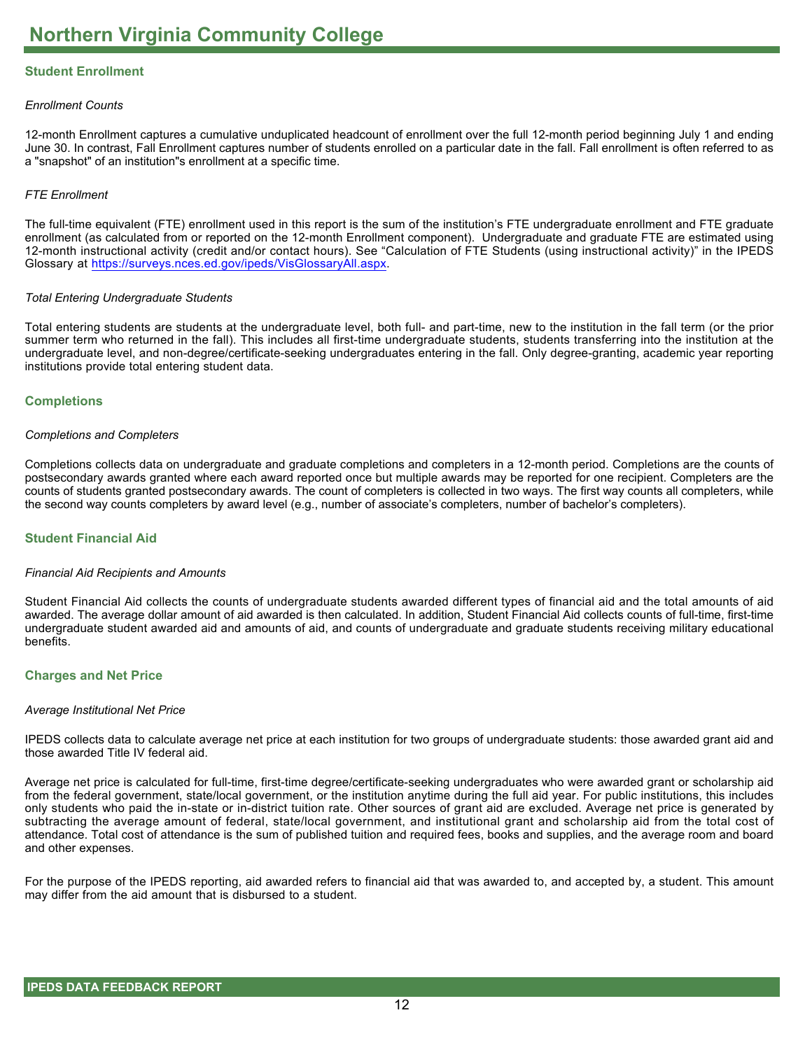# Northern Virginia Community College

## Student Enrollment

*Enrollment Counts*

12-month Enrollment captures a cumulative unduplicated headcount of enrollment over the full 12-month period beginning July 1 and ending June 30. In contrast, Fall Enrollment captures number of students enrolled on a particular date in the fall. Fall enrollment is often referred to as a "snapshot" of an institution"s enrollment at a specific time.

*FTE Enrollment*

The full-time equivalent (FTE) enrollment used in this report is the sum of the institution's FTE undergraduate enrollment and FTE graduate enrollment (as calculated from or reported on the 12-month Enrollment component). Undergraduate and graduate FTE are estimated using 12-month instructional activity (credit and/or contact hours). See "Calculation of FTE Students (using instructional activity)" in the IPEDS Glossary at https://surveys.nces.ed.gov/ipeds/VisGlossaryAll.aspx.

*Total Entering Undergraduate Students*

Total entering students are students at the undergraduate level, both full- and part-time, new to the institution in the fall term (or the prior summer term who returned in the fall). This includes all first-time undergraduate students, students transferring into the institution at the undergraduate level, and non-degree/certificate-seeking undergraduates entering in the fall. Only degree-granting, academic year reporting institutions provide total entering student data.

## Completions

*Completions and Completers*

Completions collects data on undergraduate and graduate completions and completers in a 12-month period. Completions are the counts of postsecondary awards granted where each award reported once but multiple awards may be reported for one recipient. Completers are the counts of students granted postsecondary awards. The count of completers is collected in two ways. The first way counts all completers, while the second way counts completers by award level (e.g., number of associate's completers, number of bachelor's completers).

## Student Financial Aid

*Financial Aid Recipients and Amounts*

Student Financial Aid collects the counts of undergraduate students awarded different types of financial aid and the total amounts of aid awarded. The average dollar amount of aid awarded is then calculated. In addition, Student Financial Aid collects counts of full-time, first-time undergraduate student awarded aid and amounts of aid, and counts of undergraduate and graduate students receiving military educational benefits.

## Charges and Net Price

*Average Institutional Net Price*

IPEDS collects data to calculate average net price at each institution for two groups of undergraduate students: those awarded grant aid and those awarded Title IV federal aid.

Average net price is calculated for full-time, first-time degree/certificate-seeking undergraduates who were awarded grant or scholarship aid from the federal government, state/local government, or the institution anytime during the full aid year. For public institutions, this includes only students who paid the in-state or in-district tuition rate. Other sources of grant aid are excluded. Average net price is generated by subtracting the average amount of federal, state/local government, and institutional grant and scholarship aid from the total cost of attendance. Total cost of attendance is the sum of published tuition and required fees, books and supplies, and the average room and board and other expenses.

For the purpose of the IPEDS reporting, aid awarded refers to financial aid that was awarded to, and accepted by, a student. This amount may differ from the aid amount that is disbursed to a student.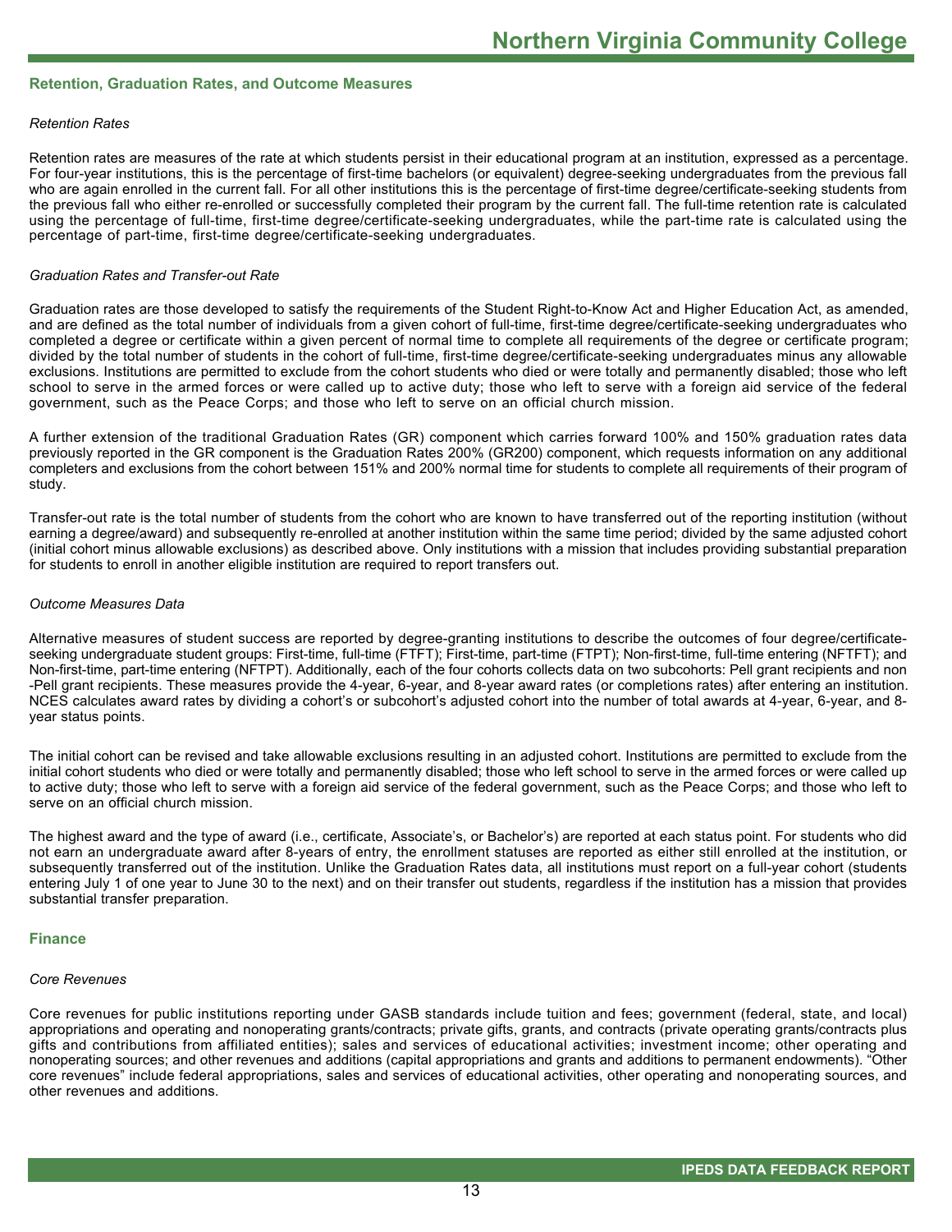## Retention, Graduation Rates, and Outcome Measures

*Retention Rates*

Retention rates are measures of the rate at which students persist in their educational program at an institution, expressed as a percentage. For four-year institutions, this is the percentage of first-time bachelors (or equivalent) degree-seeking undergraduates from the previous fall who are again enrolled in the current fall. For all other institutions this is the percentage of first-time degree/certificate-seeking students from the previous fall who either re-enrolled or successfully completed their program by the current fall. The full-time retention rate is calculated using the percentage of full-time, first-time degree/certificate-seeking undergraduates, while the part-time rate is calculated using the percentage of part-time, first-time degree/certificate-seeking undergraduates.

*Graduation Rates and Transfer-out Rate*

Graduation rates are those developed to satisfy the requirements of the Student Right-to-Know Act and Higher Education Act, as amended, and are defined as the total number of individuals from a given cohort of full-time, first-time degree/certificate-seeking undergraduates who completed a degree or certificate within a given percent of normal time to complete all requirements of the degree or certificate program; divided by the total number of students in the cohort of full-time, first-time degree/certificate-seeking undergraduates minus any allowable exclusions. Institutions are permitted to exclude from the cohort students who died or were totally and permanently disabled; those who left school to serve in the armed forces or were called up to active duty; those who left to serve with a foreign aid service of the federal government, such as the Peace Corps; and those who left to serve on an official church mission.

A further extension of the traditional Graduation Rates (GR) component which carries forward 100% and 150% graduation rates data previously reported in the GR component is the Graduation Rates 200% (GR200) component, which requests information on any additional completers and exclusions from the cohort between 151% and 200% normal time for students to complete all requirements of their program of study.

Transfer-out rate is the total number of students from the cohort who are known to have transferred out of the reporting institution (without earning a degree/award) and subsequently re-enrolled at another institution within the same time period; divided by the same adjusted cohort (initial cohort minus allowable exclusions) as described above. Only institutions with a mission that includes providing substantial preparation for students to enroll in another eligible institution are required to report transfers out.

*Outcome Measures Data*

Alternative measures of student success are reported by degree-granting institutions to describe the outcomes of four degree/certificate-seeking undergraduate student groups: First-time, full-time (FTFT); First-time, part-time (FTPT); Non-first-time, full-time entering (NFTFT); and Non-first-time, part-time entering (NFTPT). Additionally, each of the four cohorts collects data on two subcohorts: Pell grant recipients and non-Pell grant recipients. These measures provide the 4-year, 6-year, and 8-year award rates (or completions rates) after entering an institution. NCES calculates award rates by dividing a cohort's or subcohort's adjusted cohort into the number of total awards at 4-year, 6-year, and 8-year status points.

The initial cohort can be revised and take allowable exclusions resulting in an adjusted cohort. Institutions are permitted to exclude from the initial cohort students who died or were totally and permanently disabled; those who left school to serve in the armed forces or were called up to active duty; those who left to serve with a foreign aid service of the federal government, such as the Peace Corps; and those who left to serve on an official church mission.

The highest award and the type of award (i.e., certificate, Associate's, or Bachelor's) are reported at each status point. For students who did not earn an undergraduate award after 8-years of entry, the enrollment statuses are reported as either still enrolled at the institution, or subsequently transferred out of the institution. Unlike the Graduation Rates data, all institutions must report on a full-year cohort (students entering July 1 of one year to June 30 to the next) and on their transfer out students, regardless if the institution has a mission that provides substantial transfer preparation.

## Finance

*Core Revenues*

Core revenues for public institutions reporting under GASB standards include tuition and fees; government (federal, state, and local) appropriations and operating and nonoperating grants/contracts; private gifts, grants, and contracts (private operating grants/contracts plus gifts and contributions from affiliated entities); sales and services of educational activities; investment income; other operating and nonoperating sources; and other revenues and additions (capital appropriations and grants and additions to permanent endowments). "Other core revenues" include federal appropriations, sales and services of educational activities, other operating and nonoperating sources, and other revenues and additions.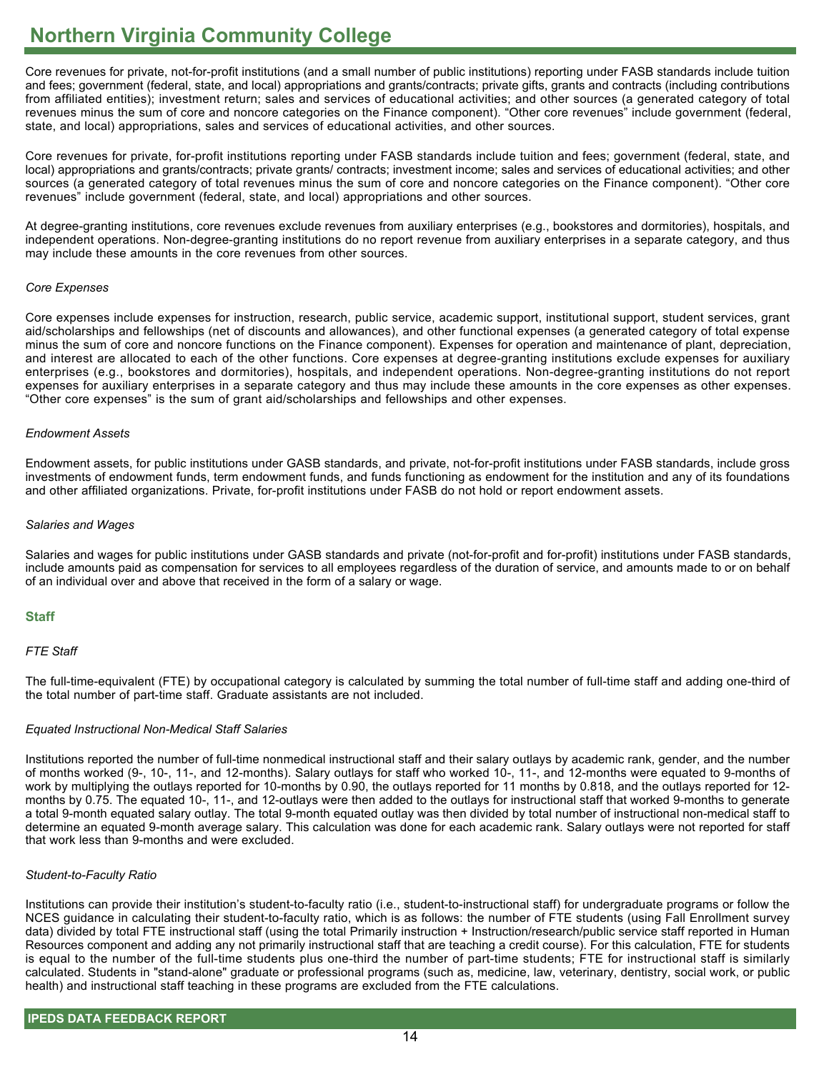Core revenues for private, not-for-profit institutions (and a small number of public institutions) reporting under FASB standards include tuition and fees; government (federal, state, and local) appropriations and grants/contracts; private gifts, grants and contracts (including contributions from affiliated entities); investment return; sales and services of educational activities; and other sources (a generated category of total revenues minus the sum of core and noncore categories on the Finance component). “Other core revenues” include government (federal, state, and local) appropriations, sales and services of educational activities, and other sources.

Core revenues for private, for-profit institutions reporting under FASB standards include tuition and fees; government (federal, state, and local) appropriations and grants/contracts; private grants/ contracts; investment income; sales and services of educational activities; and other sources (a generated category of total revenues minus the sum of core and noncore categories on the Finance component). “Other core revenues” include government (federal, state, and local) appropriations and other sources.

At degree-granting institutions, core revenues exclude revenues from auxiliary enterprises (e.g., bookstores and dormitories), hospitals, and independent operations. Non-degree-granting institutions do no report revenue from auxiliary enterprises in a separate category, and thus may include these amounts in the core revenues from other sources.

*Core Expenses*

Core expenses include expenses for instruction, research, public service, academic support, institutional support, student services, grant aid/scholarships and fellowships (net of discounts and allowances), and other functional expenses (a generated category of total expense minus the sum of core and noncore functions on the Finance component). Expenses for operation and maintenance of plant, depreciation, and interest are allocated to each of the other functions. Core expenses at degree-granting institutions exclude expenses for auxiliary enterprises (e.g., bookstores and dormitories), hospitals, and independent operations. Non-degree-granting institutions do not report expenses for auxiliary enterprises in a separate category and thus may include these amounts in the core expenses as other expenses. “Other core expenses” is the sum of grant aid/scholarships and fellowships and other expenses.

*Endowment Assets*

Endowment assets, for public institutions under GASB standards, and private, not-for-profit institutions under FASB standards, include gross investments of endowment funds, term endowment funds, and funds functioning as endowment for the institution and any of its foundations and other affiliated organizations. Private, for-profit institutions under FASB do not hold or report endowment assets.

*Salaries and Wages*

Salaries and wages for public institutions under GASB standards and private (not-for-profit and for-profit) institutions under FASB standards, include amounts paid as compensation for services to all employees regardless of the duration of service, and amounts made to or on behalf of an individual over and above that received in the form of a salary or wage.

## Staff

*FTE Staff*

The full-time-equivalent (FTE) by occupational category is calculated by summing the total number of full-time staff and adding one-third of the total number of part-time staff. Graduate assistants are not included.

*Equated Instructional Non-Medical Staff Salaries*

Institutions reported the number of full-time nonmedical instructional staff and their salary outlays by academic rank, gender, and the number of months worked (9-, 10-, 11-, and 12-months). Salary outlays for staff who worked 10-, 11-, and 12-months were equated to 9-months of work by multiplying the outlays reported for 10-months by 0.90, the outlays reported for 11 months by 0.818, and the outlays reported for 12-months by 0.75. The equated 10-, 11-, and 12-outlays were then added to the outlays for instructional staff that worked 9-months to generate a total 9-month equated salary outlay. The total 9-month equated outlay was then divided by total number of instructional non-medical staff to determine an equated 9-month average salary. This calculation was done for each academic rank. Salary outlays were not reported for staff that work less than 9-months and were excluded.

*Student-to-Faculty Ratio*

Institutions can provide their institution’s student-to-faculty ratio (i.e., student-to-instructional staff) for undergraduate programs or follow the NCES guidance in calculating their student-to-faculty ratio, which is as follows: the number of FTE students (using Fall Enrollment survey data) divided by total FTE instructional staff (using the total Primarily instruction + Instruction/research/public service staff reported in Human Resources component and adding any not primarily instructional staff that are teaching a credit course). For this calculation, FTE for students is equal to the number of the full-time students plus one-third the number of part-time students; FTE for instructional staff is similarly calculated. Students in "stand-alone" graduate or professional programs (such as, medicine, law, veterinary, dentistry, social work, or public health) and instructional staff teaching in these programs are excluded from the FTE calculations.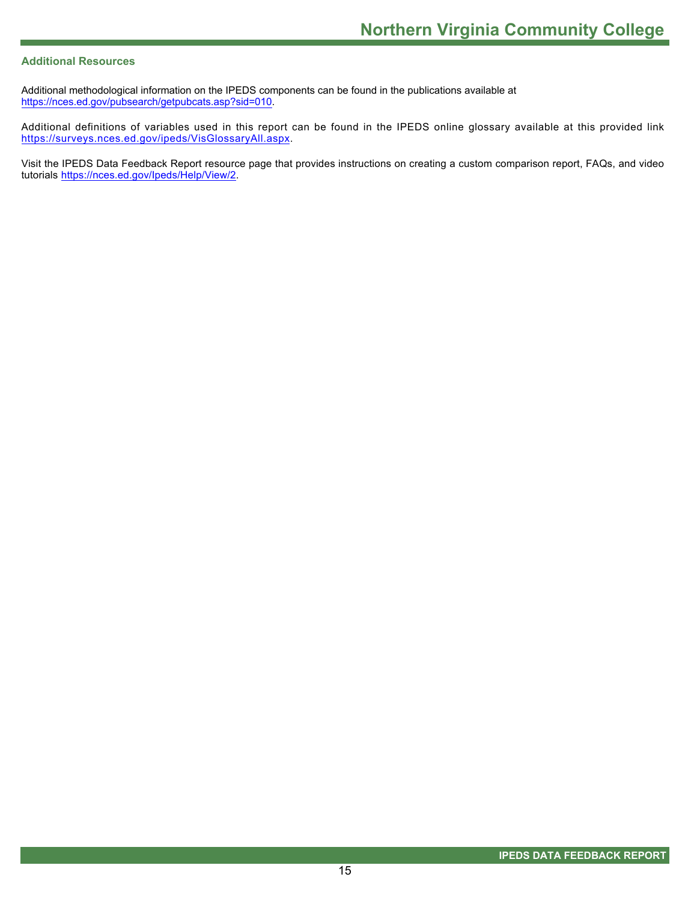## Additional Resources

Additional methodological information on the IPEDS components can be found in the publications available at https://nces.ed.gov/pubsearch/getpubcats.asp?sid=010.

Additional definitions of variables used in this report can be found in the IPEDS online glossary available at this provided link https://surveys.nces.ed.gov/ipeds/VisGlossaryAll.aspx.

Visit the IPEDS Data Feedback Report resource page that provides instructions on creating a custom comparison report, FAQs, and video tutorials https://nces.ed.gov/Ipeds/Help/View/2.